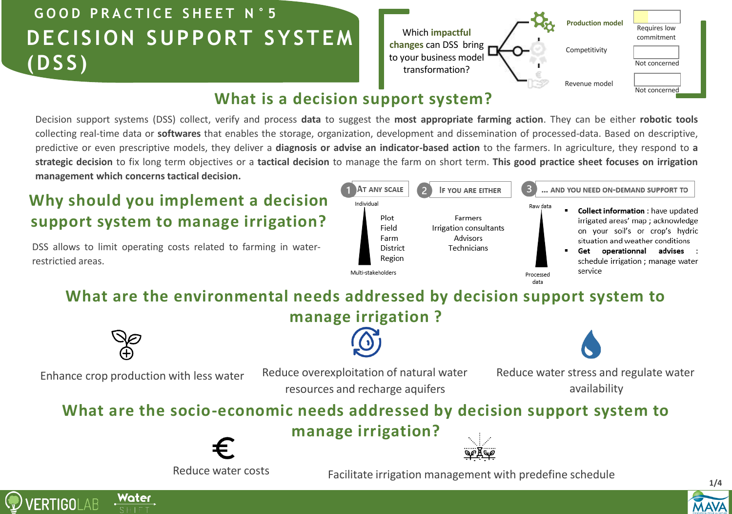# GOOD PRACTICE SHEET N°5

# DECISION SUPPORT SYSTEM (DSS)

Which **impactful changes** can DSS bring to your business model transformation?

| | |
|---|---|
| **Production model** | Requires low commitment |
| Competitivity | Not concerned |
| Revenue model | Not concerned |

## What is a decision support system?

Decision support systems (DSS) collect, verify and process **data** to suggest the **most appropriate farming action**. They can be either **robotic tools** collecting real-time data or **softwares** that enables the storage, organization, development and dissemination of processed-data. Based on descriptive, predictive or even prescriptive models, they deliver a **diagnosis or advise an indicator-based action** to the farmers. In agriculture, they respond to **a strategic decision** to fix long term objectives or a **tactical decision** to manage the farm on short term. **This good practice sheet focuses on irrigation management which concerns tactical decision.**

## Why should you implement a decision support system to manage irrigation?

DSS allows to limit operating costs related to farming in water-restrictied areas.

**1 At any scale**

Individual

- Plot
- Field
- Farm
- District
- Region

Multi-stakeholders

**2 If you are either**

- Farmers
- Irrigation consultants
- Advisors
- Technicians

**3 ... and you need on-demand support to**

Raw data → Processed data

- **Collect information** : have updated irrigated areas' map ; acknowledge on your soil's or crop's hydric situation and weather conditions
- **Get operationnal advises** : schedule irrigation ; manage water service

## What are the environmental needs addressed by decision support system to manage irrigation ?

- Enhance crop production with less water
- Reduce overexploitation of natural water resources and recharge aquifers
- Reduce water stress and regulate water availability

## What are the socio-economic needs addressed by decision support system to manage irrigation?

- Reduce water costs
- Facilitate irrigation management with predefine schedule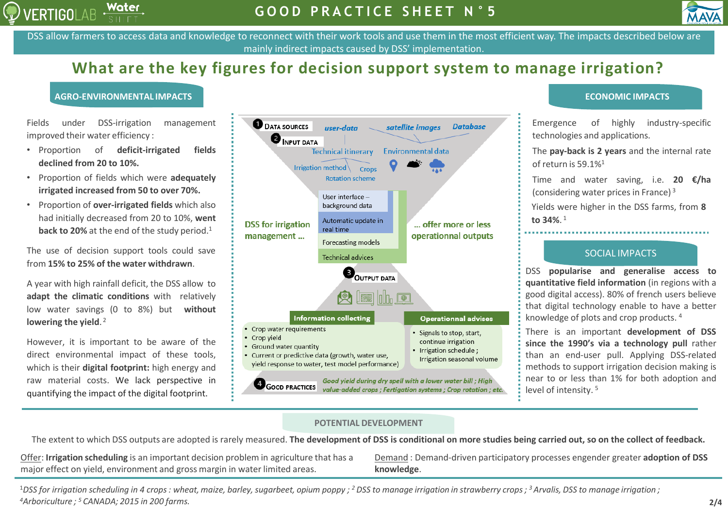DSS allow farmers to access data and knowledge to reconnect with their work tools and use them in the most efficient way. The impacts described below are mainly indirect impacts caused by DSS' implementation.

# What are the key figures for decision support system to manage irrigation?

## AGRO-ENVIRONMENTAL IMPACTS

Fields under DSS-irrigation management improved their water efficiency :

- Proportion of **deficit-irrigated fields declined from 20 to 10%.**
- Proportion of fields which were **adequately irrigated increased from 50 to over 70%.**
- Proportion of **over-irrigated fields** which also had initially decreased from 20 to 10%, **went back to 20%** at the end of the study period.[1]

The use of decision support tools could save from **15% to 25% of the water withdrawn**.

A year with high rainfall deficit, the DSS allow to **adapt the climatic conditions** with relatively low water savings (0 to 8%) but **without lowering the yield**.[2]

However, it is important to be aware of the direct environmental impact of these tools, which is their **digital footprint:** high energy and raw material costs. We lack perspective in quantifying the impact of the digital footprint.

**1 DATA SOURCES** — *user-data* — *satellite images* — *Database*

**2 INPUT DATA** — Technical itinerary: Irrigation method, Crops, Rotation scheme — Environmental data

**DSS for irrigation management ...** — User interface – background data; Automatic update in real time; Forecasting models; Technical advices — **... offer more or less operationnal outputs**

**3 OUTPUT DATA**

**Information collecting**
- Crop water requirements
- Crop yield
- Ground water quantity
- Current or predictive data (growth, water use, yield response to water, test model performance)

**Operationnal advises**
- Signals to stop, start, continue irrigation
- Irrigation schedule ; Irrigation seasonal volume

**4 GOOD PRACTICES** — *Good yield during dry spell with a lower water bill ; High value-added crops ; Fertigation systems ; Crop rotation ; etc.*

## ECONOMIC IMPACTS

Emergence of highly industry-specific technologies and applications.

The **pay-back is 2 years** and the internal rate of return is 59.1%[1]

Time and water saving, i.e. **20 €/ha** (considering water prices in France)[3]

Yields were higher in the DSS farms, from **8 to 34%.**[1]

## SOCIAL IMPACTS

DSS **popularise and generalise access to quantitative field information** (in regions with a good digital access). 80% of french users believe that digital technology enable to have a better knowledge of plots and crop products.[4]

There is an important **development of DSS since the 1990's via a technology pull** rather than an end-user pull. Applying DSS-related methods to support irrigation decision making is near to or less than 1% for both adoption and level of intensity.[5]

## POTENTIAL DEVELOPMENT

The extent to which DSS outputs are adopted is rarely measured. **The development of DSS is conditional on more studies being carried out, so on the collect of feedback.**

Offer: **Irrigation scheduling** is an important decision problem in agriculture that has a major effect on yield, environment and gross margin in water limited areas.

Demand : Demand-driven participatory processes engender greater **adoption of DSS knowledge**.

*[1] DSS for irrigation scheduling in 4 crops : wheat, maize, barley, sugarbeet, opium poppy ; [2] DSS to manage irrigation in strawberry crops ; [3] Arvalis, DSS to manage irrigation ; [4] Arboriculture ; [5] CANADA; 2015 in 200 farms.*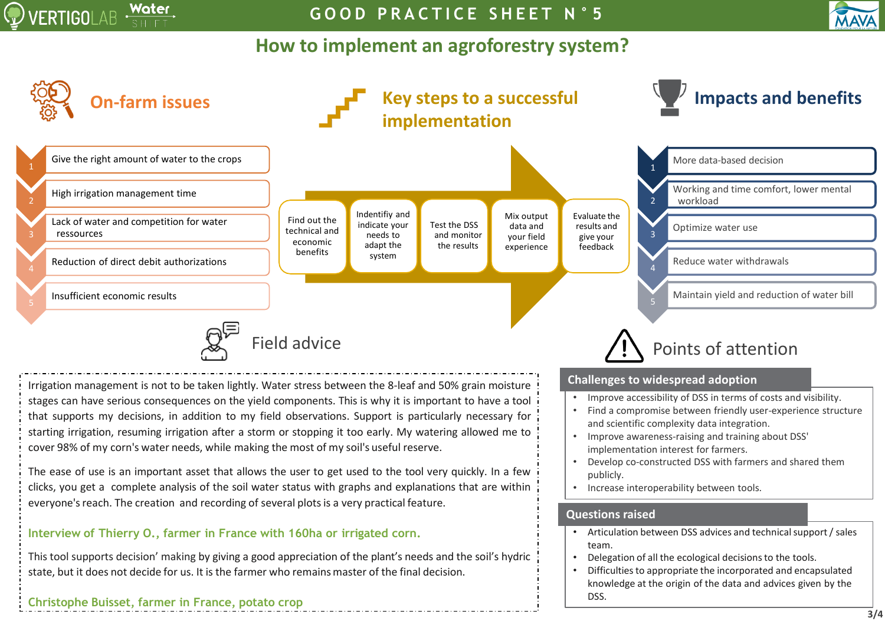# GOOD PRACTICE SHEET N°5

## How to implement an agroforestry system?

### On-farm issues

1. Give the right amount of water to the crops
2. High irrigation management time
3. Lack of water and competition for water ressources
4. Reduction of direct debit authorizations
5. Insufficient economic results

### Key steps to a successful implementation

- Find out the technical and economic benefits
- Indentifiy and indicate your needs to adapt the system
- Test the DSS and monitor the results
- Mix output data and your field experience
- Evaluate the results and give your feedback

### Impacts and benefits

1. More data-based decision
2. Working and time comfort, lower mental workload
3. Optimize water use
4. Reduce water withdrawals
5. Maintain yield and reduction of water bill

### Field advice

Irrigation management is not to be taken lightly. Water stress between the 8-leaf and 50% grain moisture stages can have serious consequences on the yield components. This is why it is important to have a tool that supports my decisions, in addition to my field observations. Support is particularly necessary for starting irrigation, resuming irrigation after a storm or stopping it too early. My watering allowed me to cover 98% of my corn's water needs, while making the most of my soil's useful reserve.

The ease of use is an important asset that allows the user to get used to the tool very quickly. In a few clicks, you get a complete analysis of the soil water status with graphs and explanations that are within everyone's reach. The creation and recording of several plots is a very practical feature.

**Interview of Thierry O., farmer in France with 160ha or irrigated corn.**

This tool supports decision' making by giving a good appreciation of the plant's needs and the soil's hydric state, but it does not decide for us. It is the farmer who remains master of the final decision.

**Christophe Buisset, farmer in France, potato crop**

### Points of attention

#### Challenges to widespread adoption

- Improve accessibility of DSS in terms of costs and visibility.
- Find a compromise between friendly user-experience structure and scientific complexity data integration.
- Improve awareness-raising and training about DSS' implementation interest for farmers.
- Develop co-constructed DSS with farmers and shared them publicly.
- Increase interoperability between tools.

#### Questions raised

- Articulation between DSS advices and technical support / sales team.
- Delegation of all the ecological decisions to the tools.
- Difficulties to appropriate the incorporated and encapsulated knowledge at the origin of the data and advices given by the DSS.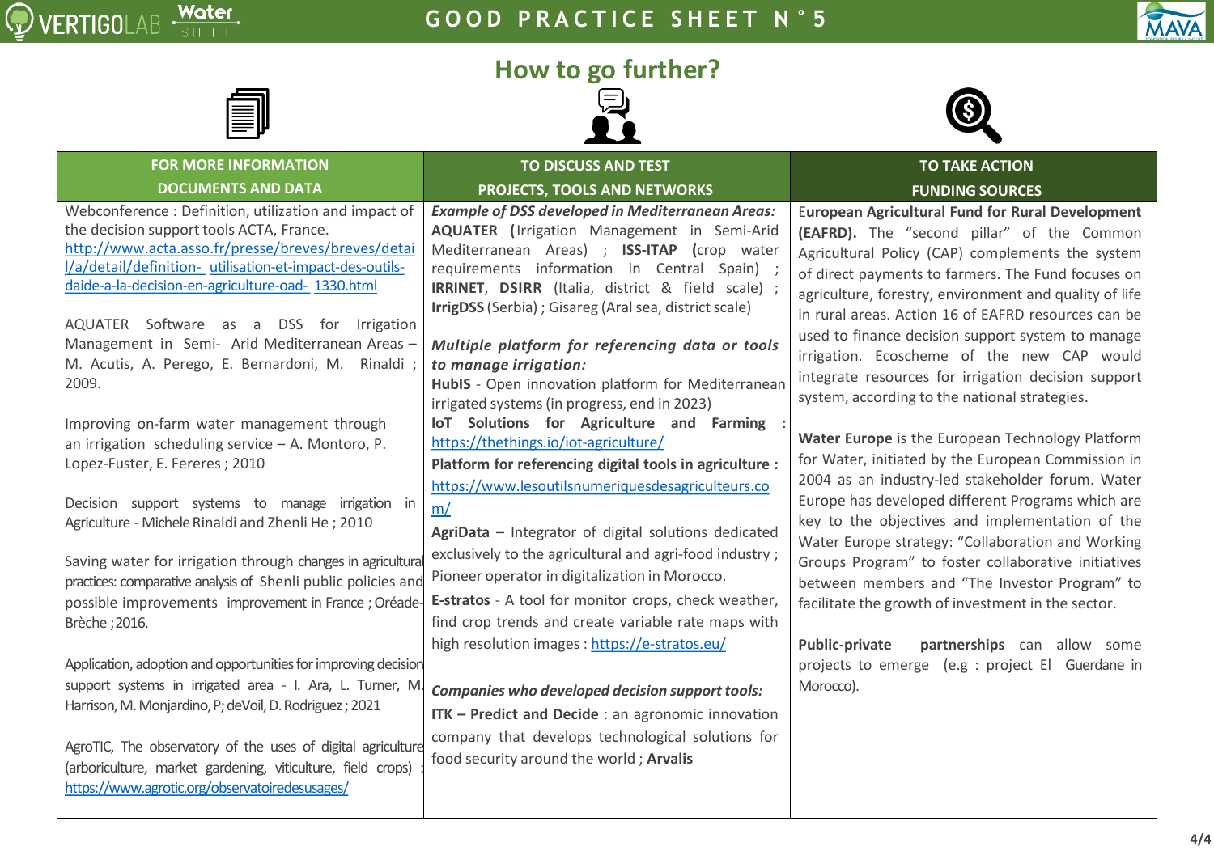# How to go further?

| FOR MORE INFORMATION<br>DOCUMENTS AND DATA | TO DISCUSS AND TEST<br>PROJECTS, TOOLS AND NETWORKS | TO TAKE ACTION<br>FUNDING SOURCES |
|---|---|---|
| Webconference : Definition, utilization and impact of the decision support tools ACTA, France. http://www.acta.asso.fr/presse/breves/breves/detail/a/detail/definition- utilisation-et-impact-des-outils-daide-a-la-decision-en-agriculture-oad- 1330.html<br><br>AQUATER Software as a DSS for Irrigation Management in Semi- Arid Mediterranean Areas – M. Acutis, A. Perego, E. Bernardoni, M. Rinaldi ; 2009.<br><br>Improving on-farm water management through an irrigation scheduling service – A. Montoro, P. Lopez-Fuster, E. Fereres ; 2010<br><br>Decision support systems to manage irrigation in Agriculture - Michele Rinaldi and Zhenli He ; 2010<br><br>Saving water for irrigation through changes in agricultural practices: comparative analysis of Shenli public policies and possible improvements improvement in France ; Oréade-Brèche ; 2016.<br><br>Application, adoption and opportunities for improving decision support systems in irrigated area - I. Ara, L. Turner, M. Harrison, M. Monjardino, P; deVoil, D. Rodriguez ; 2021<br><br>AgroTIC, The observatory of the uses of digital agriculture (arboriculture, market gardening, viticulture, field crops) : https://www.agrotic.org/observatoiredesusages/ | ***Example of DSS developed in Mediterranean Areas:***<br>**AQUATER** (Irrigation Management in Semi-Arid Mediterranean Areas) ; **ISS-ITAP** (crop water requirements information in Central Spain) ; **IRRINET**, **DSIRR** (Italia, district & field scale) ; **IrrigDSS** (Serbia) ; Gisareg (Aral sea, district scale)<br><br>***Multiple platform for referencing data or tools to manage irrigation:***<br>**HubIS** - Open innovation platform for Mediterranean irrigated systems (in progress, end in 2023)<br>**IoT Solutions for Agriculture and Farming** : https://thethings.io/iot-agriculture/<br>**Platform for referencing digital tools in agriculture** : https://www.lesoutilsnumeriquesdesagriculteurs.com/<br>**AgriData** – Integrator of digital solutions dedicated exclusively to the agricultural and agri-food industry ; Pioneer operator in digitalization in Morocco.<br>**E-stratos** - A tool for monitor crops, check weather, find crop trends and create variable rate maps with high resolution images : https://e-stratos.eu/<br><br>***Companies who developed decision support tools:***<br>**ITK – Predict and Decide** : an agronomic innovation company that develops technological solutions for food security around the world ; **Arvalis** | **European Agricultural Fund for Rural Development (EAFRD).** The "second pillar" of the Common Agricultural Policy (CAP) complements the system of direct payments to farmers. The Fund focuses on agriculture, forestry, environment and quality of life in rural areas. Action 16 of EAFRD resources can be used to finance decision support system to manage irrigation. Ecoscheme of the new CAP would integrate resources for irrigation decision support system, according to the national strategies.<br><br>**Water Europe** is the European Technology Platform for Water, initiated by the European Commission in 2004 as an industry-led stakeholder forum. Water Europe has developed different Programs which are key to the objectives and implementation of the Water Europe strategy: "Collaboration and Working Groups Program" to foster collaborative initiatives between members and "The Investor Program" to facilitate the growth of investment in the sector.<br><br>**Public-private partnerships** can allow some projects to emerge (e.g : project El Guerdane in Morocco). |